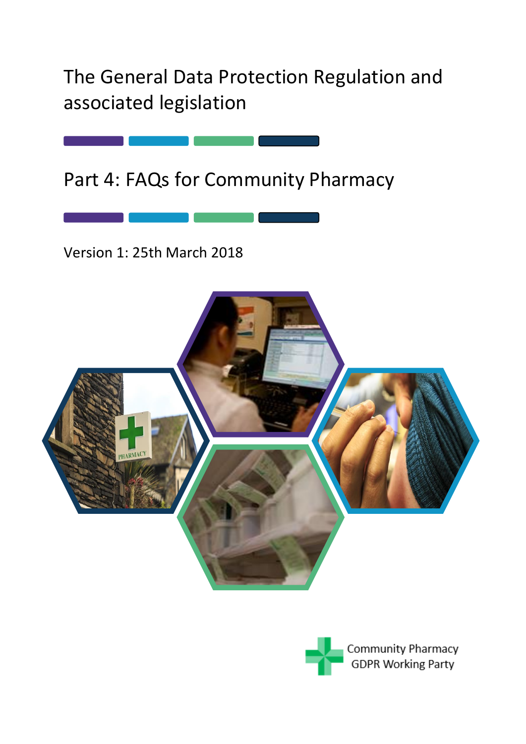# The General Data Protection Regulation and associated legislation

## Part 4: FAQs for Community Pharmacy

Version 1: 25th March 2018

Community Pharmacy GDPR Working Party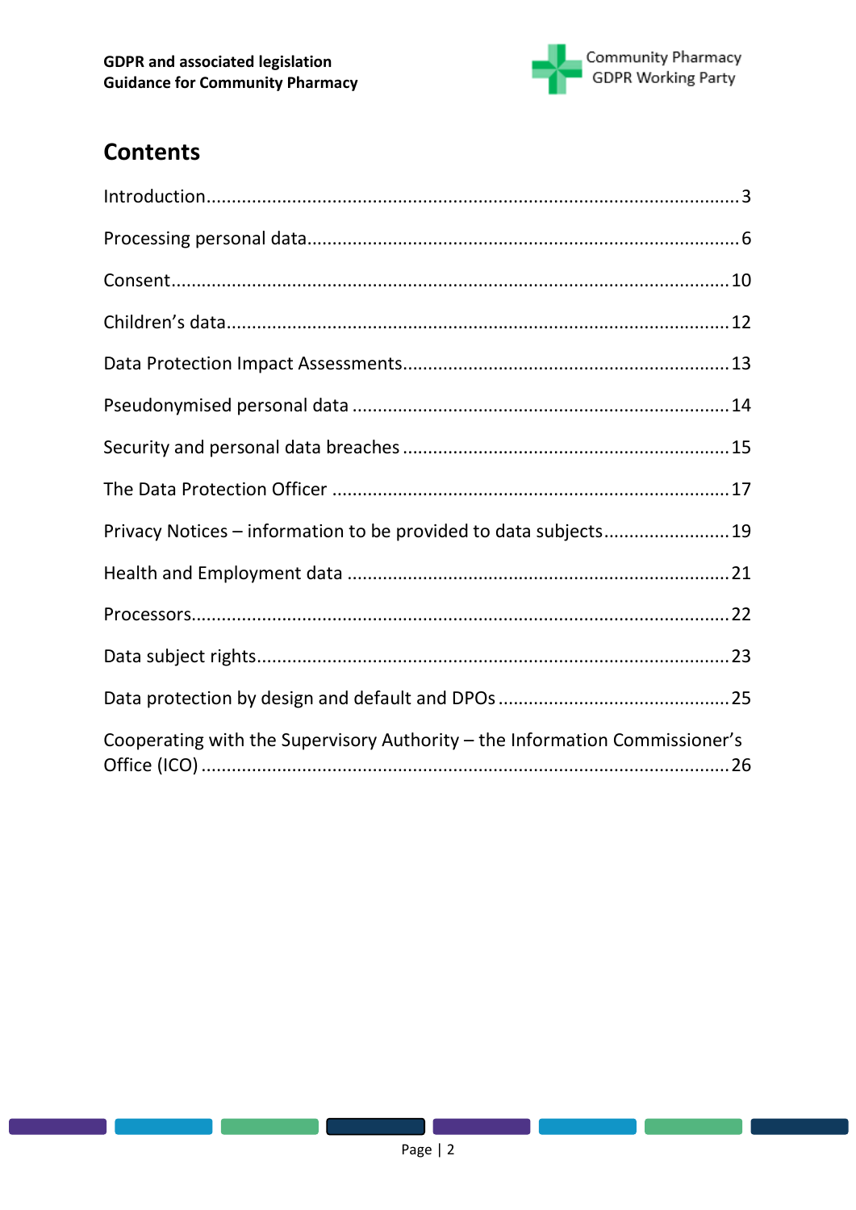## Contents

Introduction........................................................................................................3

Processing personal data....................................................................................6

Consent.............................................................................................................10

Children's data..................................................................................................12

Data Protection Impact Assessments...............................................................13

Pseudonymised personal data ..........................................................................14

Security and personal data breaches ................................................................15

The Data Protection Officer .............................................................................17

Privacy Notices – information to be provided to data subjects.........................19

Health and Employment data ..........................................................................21

Processors.........................................................................................................22

Data subject rights............................................................................................23

Data protection by design and default and DPOs .............................................25

Cooperating with the Supervisory Authority – the Information Commissioner's Office (ICO) ........................................................................................26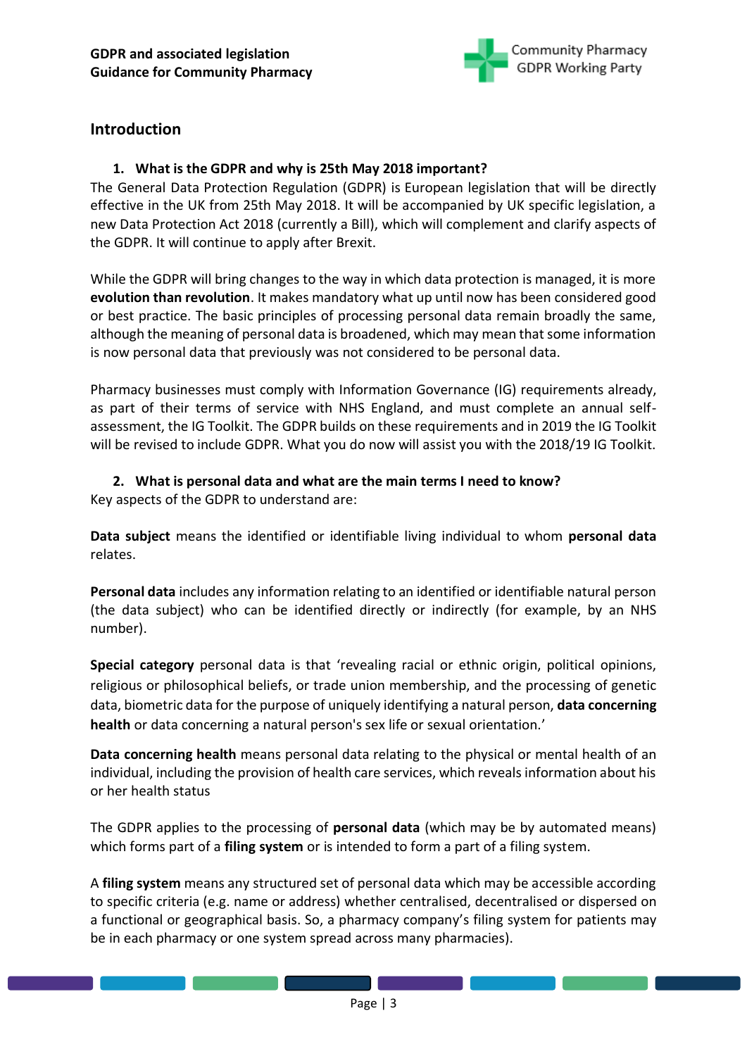## Introduction

### 1. What is the GDPR and why is 25th May 2018 important?

The General Data Protection Regulation (GDPR) is European legislation that will be directly effective in the UK from 25th May 2018. It will be accompanied by UK specific legislation, a new Data Protection Act 2018 (currently a Bill), which will complement and clarify aspects of the GDPR. It will continue to apply after Brexit.

While the GDPR will bring changes to the way in which data protection is managed, it is more **evolution than revolution**. It makes mandatory what up until now has been considered good or best practice. The basic principles of processing personal data remain broadly the same, although the meaning of personal data is broadened, which may mean that some information is now personal data that previously was not considered to be personal data.

Pharmacy businesses must comply with Information Governance (IG) requirements already, as part of their terms of service with NHS England, and must complete an annual self-assessment, the IG Toolkit. The GDPR builds on these requirements and in 2019 the IG Toolkit will be revised to include GDPR. What you do now will assist you with the 2018/19 IG Toolkit.

### 2. What is personal data and what are the main terms I need to know?

Key aspects of the GDPR to understand are:

**Data subject** means the identified or identifiable living individual to whom **personal data** relates.

**Personal data** includes any information relating to an identified or identifiable natural person (the data subject) who can be identified directly or indirectly (for example, by an NHS number).

**Special category** personal data is that 'revealing racial or ethnic origin, political opinions, religious or philosophical beliefs, or trade union membership, and the processing of genetic data, biometric data for the purpose of uniquely identifying a natural person, **data concerning health** or data concerning a natural person's sex life or sexual orientation.'

**Data concerning health** means personal data relating to the physical or mental health of an individual, including the provision of health care services, which reveals information about his or her health status

The GDPR applies to the processing of **personal data** (which may be by automated means) which forms part of a **filing system** or is intended to form a part of a filing system.

A **filing system** means any structured set of personal data which may be accessible according to specific criteria (e.g. name or address) whether centralised, decentralised or dispersed on a functional or geographical basis. So, a pharmacy company's filing system for patients may be in each pharmacy or one system spread across many pharmacies).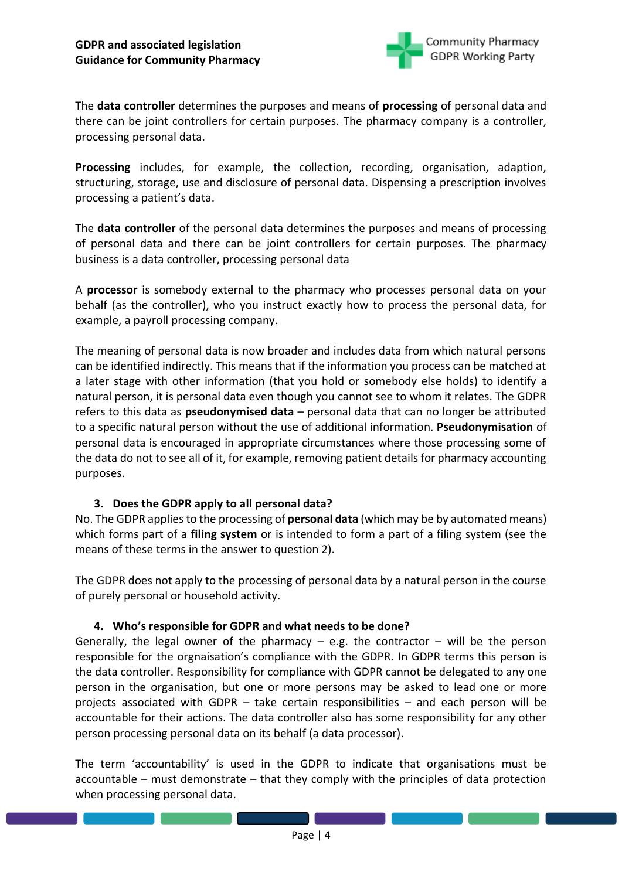The **data controller** determines the purposes and means of **processing** of personal data and there can be joint controllers for certain purposes. The pharmacy company is a controller, processing personal data.

**Processing** includes, for example, the collection, recording, organisation, adaption, structuring, storage, use and disclosure of personal data. Dispensing a prescription involves processing a patient's data.

The **data controller** of the personal data determines the purposes and means of processing of personal data and there can be joint controllers for certain purposes. The pharmacy business is a data controller, processing personal data

A **processor** is somebody external to the pharmacy who processes personal data on your behalf (as the controller), who you instruct exactly how to process the personal data, for example, a payroll processing company.

The meaning of personal data is now broader and includes data from which natural persons can be identified indirectly. This means that if the information you process can be matched at a later stage with other information (that you hold or somebody else holds) to identify a natural person, it is personal data even though you cannot see to whom it relates. The GDPR refers to this data as **pseudonymised data** – personal data that can no longer be attributed to a specific natural person without the use of additional information. **Pseudonymisation** of personal data is encouraged in appropriate circumstances where those processing some of the data do not to see all of it, for example, removing patient details for pharmacy accounting purposes.

### 3. Does the GDPR apply to all personal data?

No. The GDPR applies to the processing of **personal data** (which may be by automated means) which forms part of a **filing system** or is intended to form a part of a filing system (see the means of these terms in the answer to question 2).

The GDPR does not apply to the processing of personal data by a natural person in the course of purely personal or household activity.

### 4. Who's responsible for GDPR and what needs to be done?

Generally, the legal owner of the pharmacy – e.g. the contractor – will be the person responsible for the orgnaisation's compliance with the GDPR. In GDPR terms this person is the data controller. Responsibility for compliance with GDPR cannot be delegated to any one person in the organisation, but one or more persons may be asked to lead one or more projects associated with GDPR – take certain responsibilities – and each person will be accountable for their actions. The data controller also has some responsibility for any other person processing personal data on its behalf (a data processor).

The term 'accountability' is used in the GDPR to indicate that organisations must be accountable – must demonstrate – that they comply with the principles of data protection when processing personal data.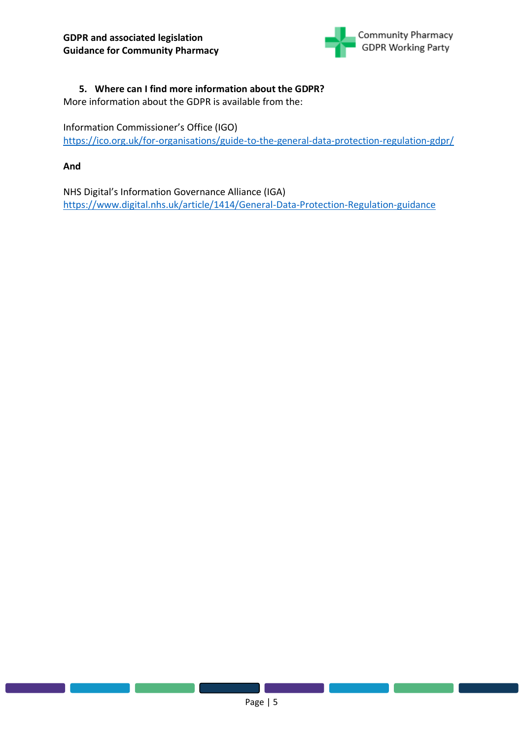## 5. Where can I find more information about the GDPR?

More information about the GDPR is available from the:

Information Commissioner's Office (IGO)
https://ico.org.uk/for-organisations/guide-to-the-general-data-protection-regulation-gdpr/

**And**

NHS Digital's Information Governance Alliance (IGA)
https://www.digital.nhs.uk/article/1414/General-Data-Protection-Regulation-guidance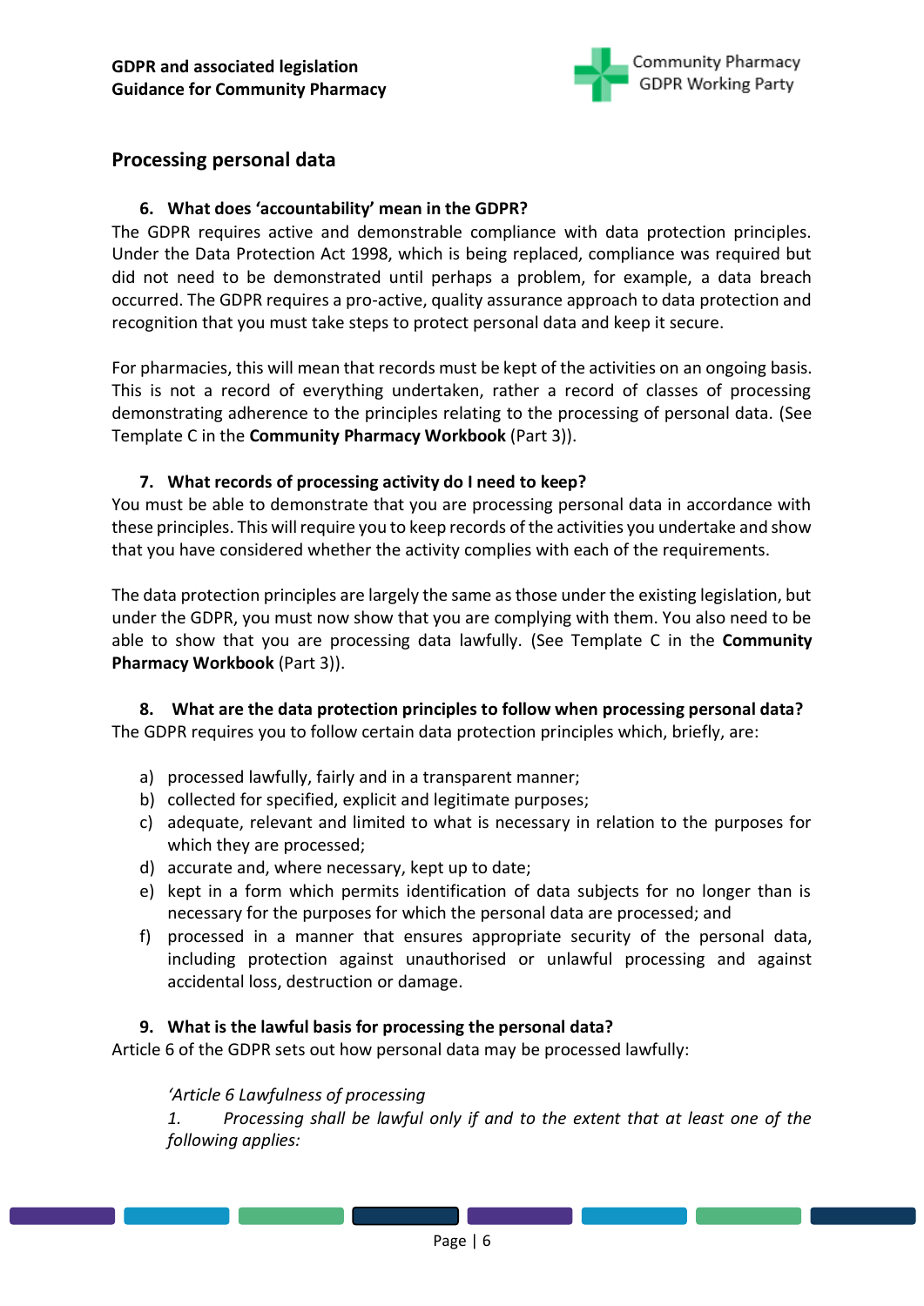## Processing personal data

### 6. What does 'accountability' mean in the GDPR?

The GDPR requires active and demonstrable compliance with data protection principles. Under the Data Protection Act 1998, which is being replaced, compliance was required but did not need to be demonstrated until perhaps a problem, for example, a data breach occurred. The GDPR requires a pro-active, quality assurance approach to data protection and recognition that you must take steps to protect personal data and keep it secure.

For pharmacies, this will mean that records must be kept of the activities on an ongoing basis. This is not a record of everything undertaken, rather a record of classes of processing demonstrating adherence to the principles relating to the processing of personal data. (See Template C in the **Community Pharmacy Workbook** (Part 3)).

### 7. What records of processing activity do I need to keep?

You must be able to demonstrate that you are processing personal data in accordance with these principles. This will require you to keep records of the activities you undertake and show that you have considered whether the activity complies with each of the requirements.

The data protection principles are largely the same as those under the existing legislation, but under the GDPR, you must now show that you are complying with them. You also need to be able to show that you are processing data lawfully. (See Template C in the **Community Pharmacy Workbook** (Part 3)).

### 8. What are the data protection principles to follow when processing personal data?

The GDPR requires you to follow certain data protection principles which, briefly, are:

a) processed lawfully, fairly and in a transparent manner;
b) collected for specified, explicit and legitimate purposes;
c) adequate, relevant and limited to what is necessary in relation to the purposes for which they are processed;
d) accurate and, where necessary, kept up to date;
e) kept in a form which permits identification of data subjects for no longer than is necessary for the purposes for which the personal data are processed; and
f) processed in a manner that ensures appropriate security of the personal data, including protection against unauthorised or unlawful processing and against accidental loss, destruction or damage.

### 9. What is the lawful basis for processing the personal data?

Article 6 of the GDPR sets out how personal data may be processed lawfully:

> *'Article 6 Lawfulness of processing*
>
> *1. Processing shall be lawful only if and to the extent that at least one of the following applies:*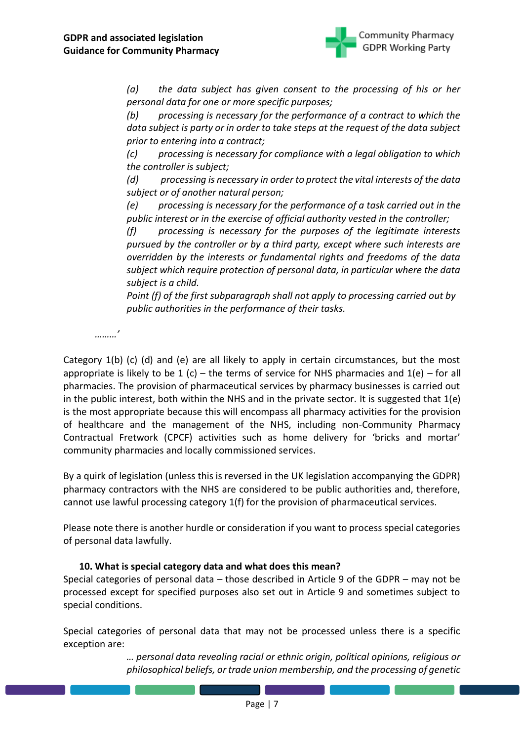> *(a) the data subject has given consent to the processing of his or her personal data for one or more specific purposes;*
>
> *(b) processing is necessary for the performance of a contract to which the data subject is party or in order to take steps at the request of the data subject prior to entering into a contract;*
>
> *(c) processing is necessary for compliance with a legal obligation to which the controller is subject;*
>
> *(d) processing is necessary in order to protect the vital interests of the data subject or of another natural person;*
>
> *(e) processing is necessary for the performance of a task carried out in the public interest or in the exercise of official authority vested in the controller;*
>
> *(f) processing is necessary for the purposes of the legitimate interests pursued by the controller or by a third party, except where such interests are overridden by the interests or fundamental rights and freedoms of the data subject which require protection of personal data, in particular where the data subject is a child.*
>
> *Point (f) of the first subparagraph shall not apply to processing carried out by public authorities in the performance of their tasks.*

*………'*

Category 1(b) (c) (d) and (e) are all likely to apply in certain circumstances, but the most appropriate is likely to be 1 (c) – the terms of service for NHS pharmacies and 1(e) – for all pharmacies. The provision of pharmaceutical services by pharmacy businesses is carried out in the public interest, both within the NHS and in the private sector. It is suggested that 1(e) is the most appropriate because this will encompass all pharmacy activities for the provision of healthcare and the management of the NHS, including non-Community Pharmacy Contractual Fretwork (CPCF) activities such as home delivery for 'bricks and mortar' community pharmacies and locally commissioned services.

By a quirk of legislation (unless this is reversed in the UK legislation accompanying the GDPR) pharmacy contractors with the NHS are considered to be public authorities and, therefore, cannot use lawful processing category 1(f) for the provision of pharmaceutical services.

Please note there is another hurdle or consideration if you want to process special categories of personal data lawfully.

### 10. What is special category data and what does this mean?

Special categories of personal data – those described in Article 9 of the GDPR – may not be processed except for specified purposes also set out in Article 9 and sometimes subject to special conditions.

Special categories of personal data that may not be processed unless there is a specific exception are:

> *… personal data revealing racial or ethnic origin, political opinions, religious or philosophical beliefs, or trade union membership, and the processing of genetic*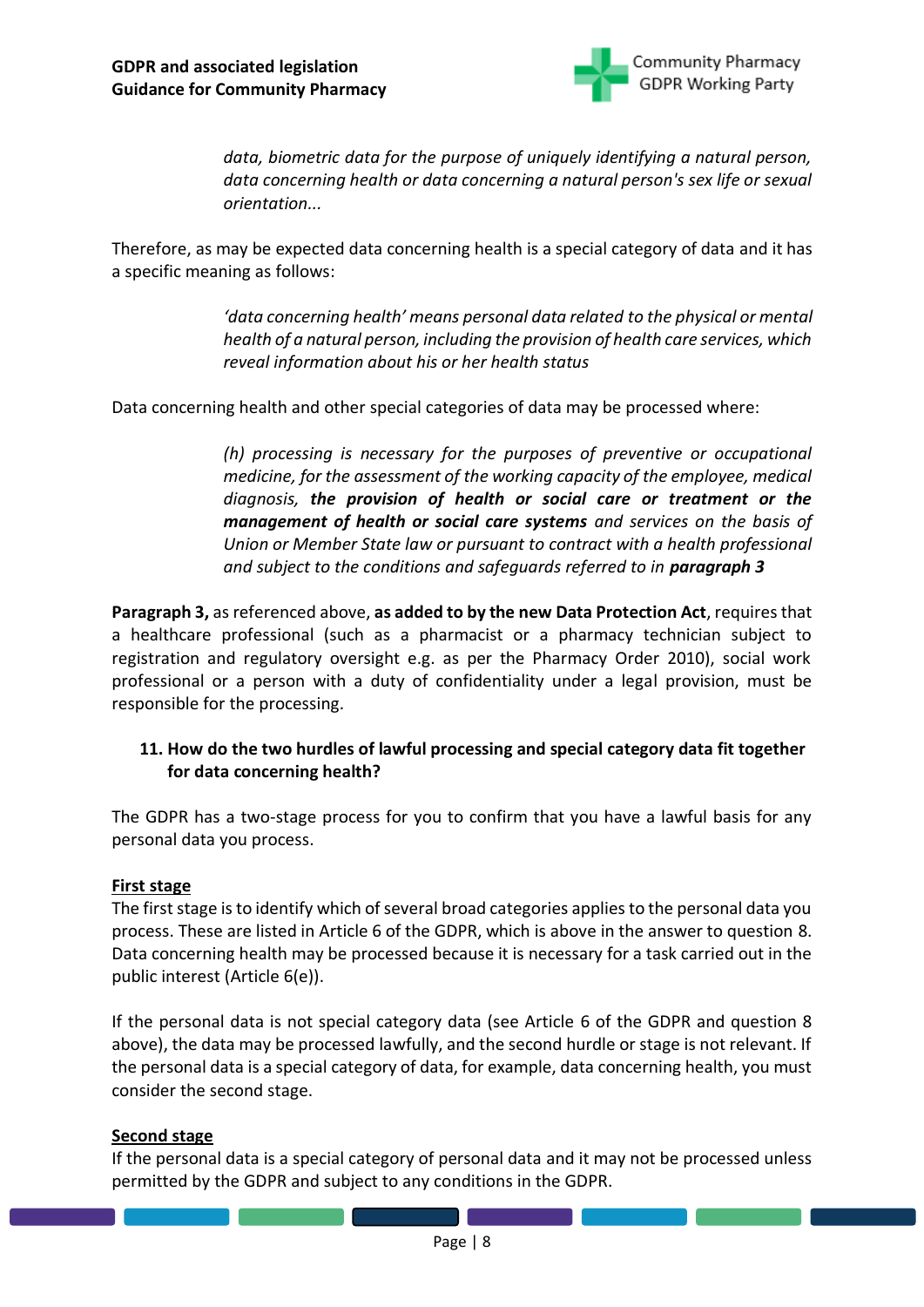> *data, biometric data for the purpose of uniquely identifying a natural person, data concerning health or data concerning a natural person's sex life or sexual orientation...*

Therefore, as may be expected data concerning health is a special category of data and it has a specific meaning as follows:

> *'data concerning health' means personal data related to the physical or mental health of a natural person, including the provision of health care services, which reveal information about his or her health status*

Data concerning health and other special categories of data may be processed where:

> *(h) processing is necessary for the purposes of preventive or occupational medicine, for the assessment of the working capacity of the employee, medical diagnosis,* ***the provision of health or social care or treatment or the management of health or social care systems*** *and services on the basis of Union or Member State law or pursuant to contract with a health professional and subject to the conditions and safeguards referred to in* ***paragraph 3***

**Paragraph 3,** as referenced above, **as added to by the new Data Protection Act**, requires that a healthcare professional (such as a pharmacist or a pharmacy technician subject to registration and regulatory oversight e.g. as per the Pharmacy Order 2010), social work professional or a person with a duty of confidentiality under a legal provision, must be responsible for the processing.

### 11. How do the two hurdles of lawful processing and special category data fit together for data concerning health?

The GDPR has a two-stage process for you to confirm that you have a lawful basis for any personal data you process.

**First stage**

The first stage is to identify which of several broad categories applies to the personal data you process. These are listed in Article 6 of the GDPR, which is above in the answer to question 8. Data concerning health may be processed because it is necessary for a task carried out in the public interest (Article 6(e)).

If the personal data is not special category data (see Article 6 of the GDPR and question 8 above), the data may be processed lawfully, and the second hurdle or stage is not relevant. If the personal data is a special category of data, for example, data concerning health, you must consider the second stage.

**Second stage**

If the personal data is a special category of personal data and it may not be processed unless permitted by the GDPR and subject to any conditions in the GDPR.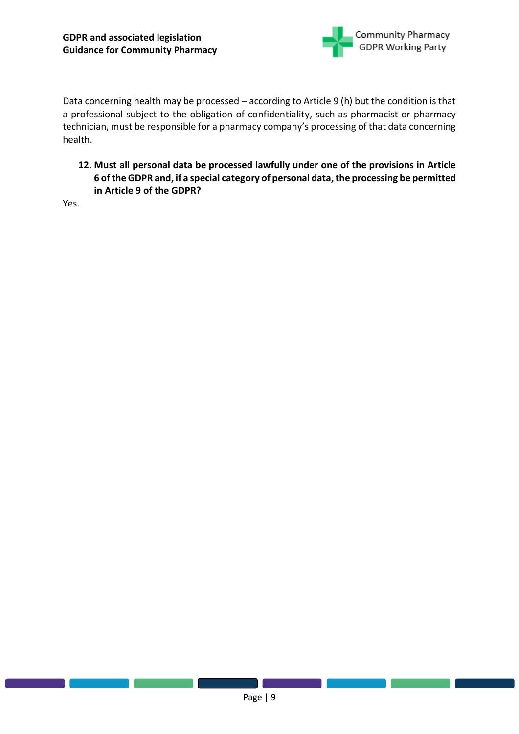Data concerning health may be processed – according to Article 9 (h) but the condition is that a professional subject to the obligation of confidentiality, such as pharmacist or pharmacy technician, must be responsible for a pharmacy company's processing of that data concerning health.

**12. Must all personal data be processed lawfully under one of the provisions in Article 6 of the GDPR and, if a special category of personal data, the processing be permitted in Article 9 of the GDPR?**

Yes.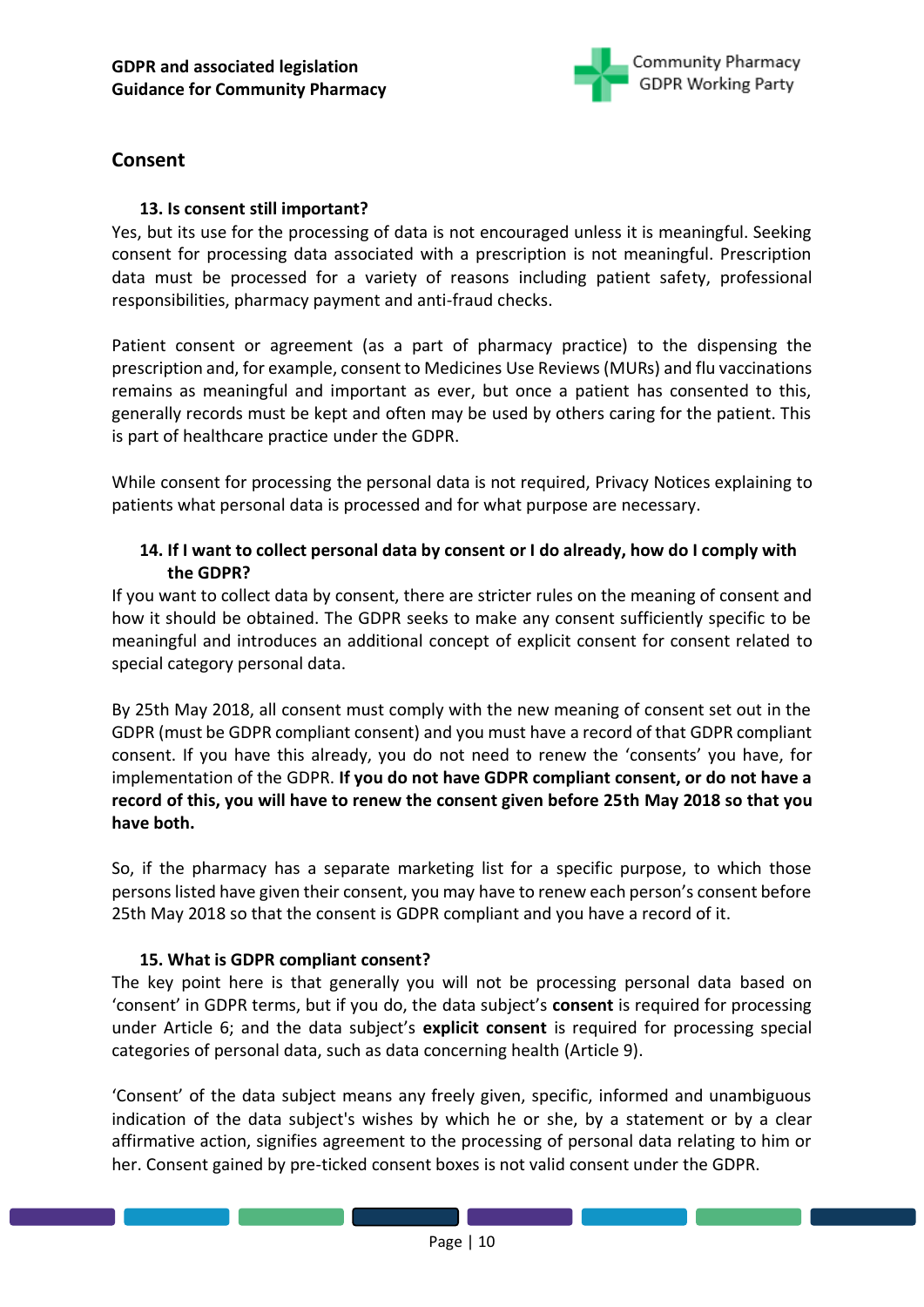## Consent

### 13. Is consent still important?

Yes, but its use for the processing of data is not encouraged unless it is meaningful. Seeking consent for processing data associated with a prescription is not meaningful. Prescription data must be processed for a variety of reasons including patient safety, professional responsibilities, pharmacy payment and anti-fraud checks.

Patient consent or agreement (as a part of pharmacy practice) to the dispensing the prescription and, for example, consent to Medicines Use Reviews (MURs) and flu vaccinations remains as meaningful and important as ever, but once a patient has consented to this, generally records must be kept and often may be used by others caring for the patient. This is part of healthcare practice under the GDPR.

While consent for processing the personal data is not required, Privacy Notices explaining to patients what personal data is processed and for what purpose are necessary.

### 14. If I want to collect personal data by consent or I do already, how do I comply with the GDPR?

If you want to collect data by consent, there are stricter rules on the meaning of consent and how it should be obtained. The GDPR seeks to make any consent sufficiently specific to be meaningful and introduces an additional concept of explicit consent for consent related to special category personal data.

By 25th May 2018, all consent must comply with the new meaning of consent set out in the GDPR (must be GDPR compliant consent) and you must have a record of that GDPR compliant consent. If you have this already, you do not need to renew the 'consents' you have, for implementation of the GDPR. **If you do not have GDPR compliant consent, or do not have a record of this, you will have to renew the consent given before 25th May 2018 so that you have both.**

So, if the pharmacy has a separate marketing list for a specific purpose, to which those persons listed have given their consent, you may have to renew each person's consent before 25th May 2018 so that the consent is GDPR compliant and you have a record of it.

### 15. What is GDPR compliant consent?

The key point here is that generally you will not be processing personal data based on 'consent' in GDPR terms, but if you do, the data subject's **consent** is required for processing under Article 6; and the data subject's **explicit consent** is required for processing special categories of personal data, such as data concerning health (Article 9).

'Consent' of the data subject means any freely given, specific, informed and unambiguous indication of the data subject's wishes by which he or she, by a statement or by a clear affirmative action, signifies agreement to the processing of personal data relating to him or her. Consent gained by pre-ticked consent boxes is not valid consent under the GDPR.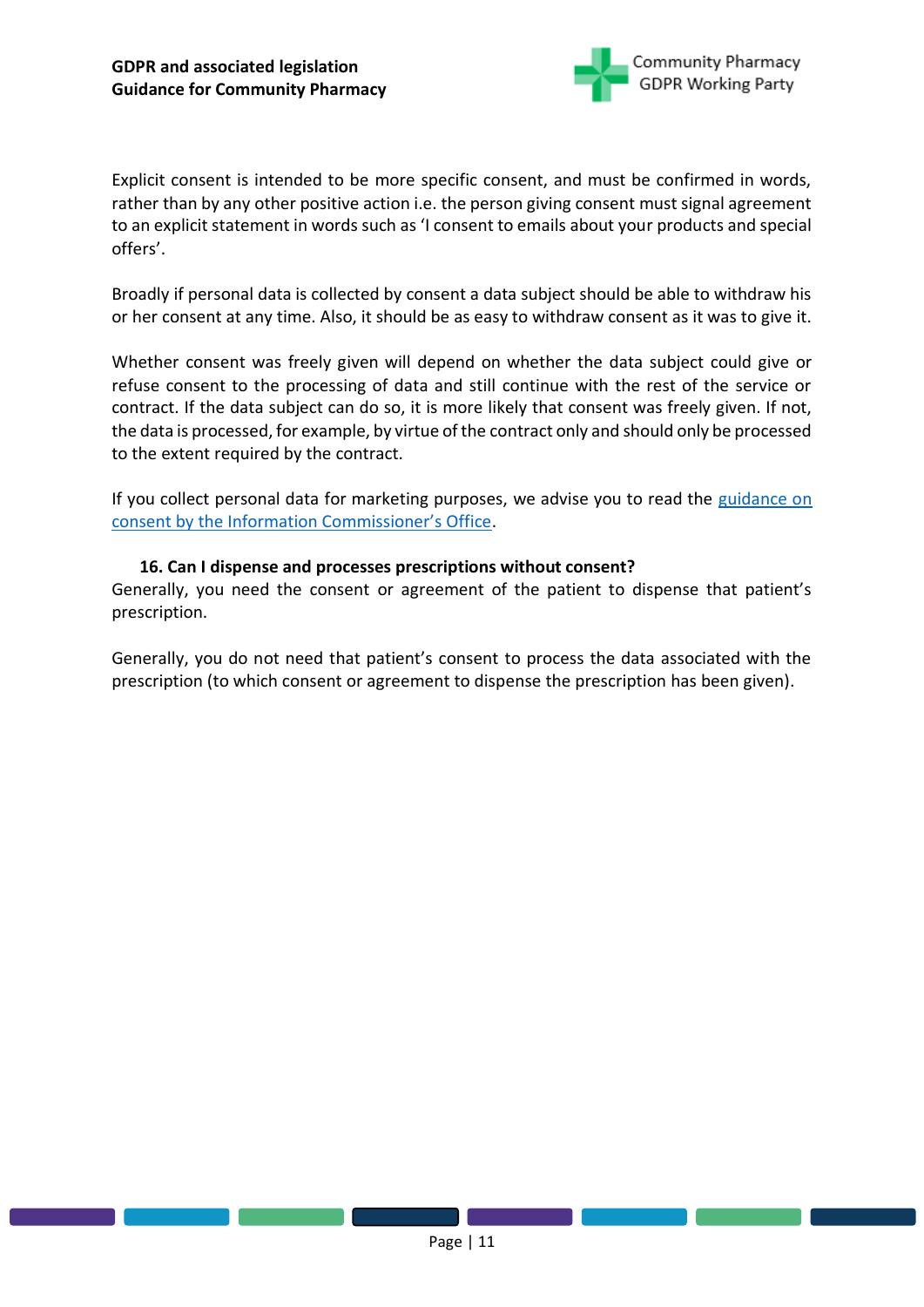Explicit consent is intended to be more specific consent, and must be confirmed in words, rather than by any other positive action i.e. the person giving consent must signal agreement to an explicit statement in words such as 'I consent to emails about your products and special offers'.

Broadly if personal data is collected by consent a data subject should be able to withdraw his or her consent at any time. Also, it should be as easy to withdraw consent as it was to give it.

Whether consent was freely given will depend on whether the data subject could give or refuse consent to the processing of data and still continue with the rest of the service or contract. If the data subject can do so, it is more likely that consent was freely given. If not, the data is processed, for example, by virtue of the contract only and should only be processed to the extent required by the contract.

If you collect personal data for marketing purposes, we advise you to read the guidance on consent by the Information Commissioner's Office.

### 16. Can I dispense and processes prescriptions without consent?

Generally, you need the consent or agreement of the patient to dispense that patient's prescription.

Generally, you do not need that patient's consent to process the data associated with the prescription (to which consent or agreement to dispense the prescription has been given).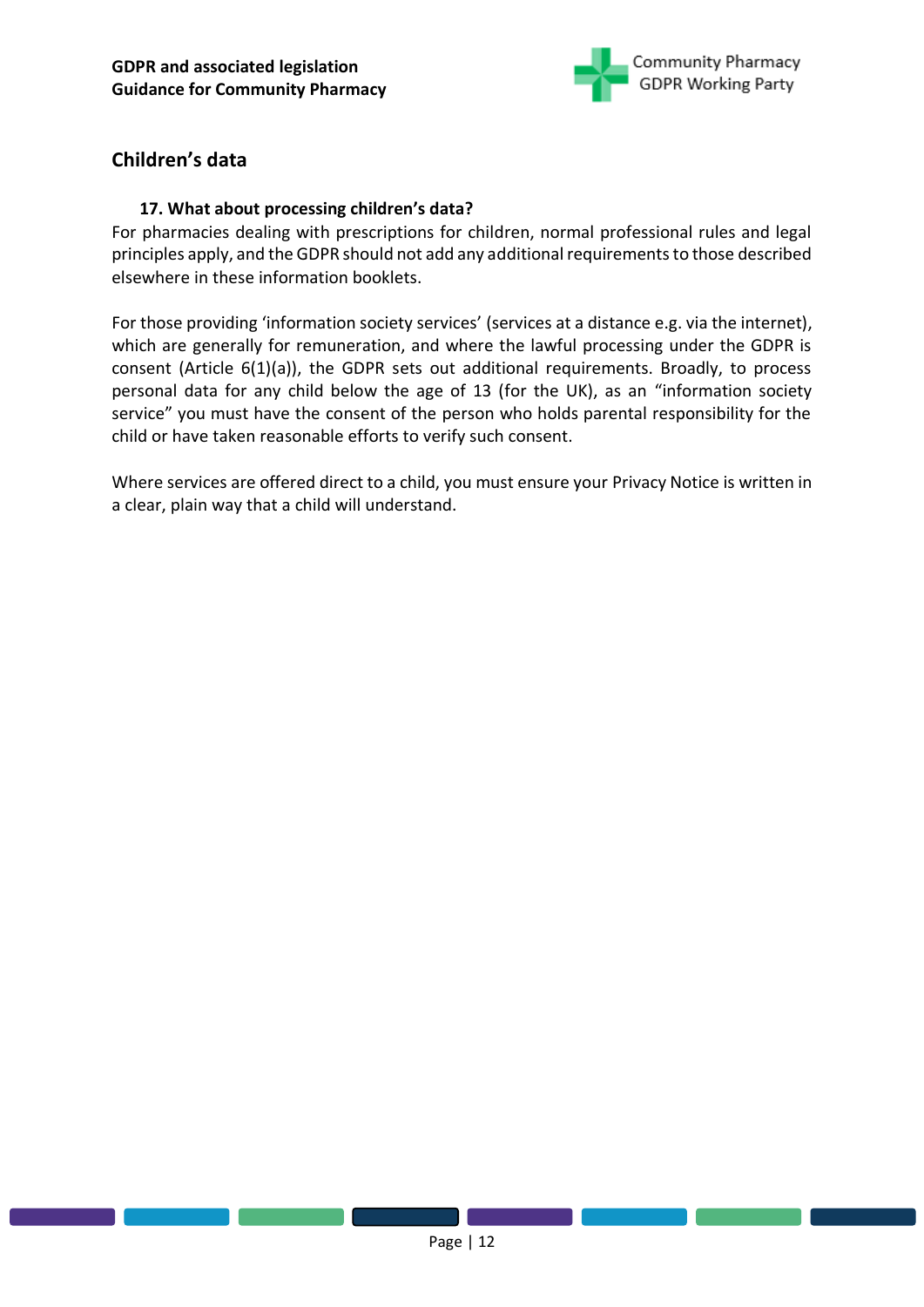## Children's data

### 17. What about processing children's data?

For pharmacies dealing with prescriptions for children, normal professional rules and legal principles apply, and the GDPR should not add any additional requirements to those described elsewhere in these information booklets.

For those providing 'information society services' (services at a distance e.g. via the internet), which are generally for remuneration, and where the lawful processing under the GDPR is consent (Article 6(1)(a)), the GDPR sets out additional requirements. Broadly, to process personal data for any child below the age of 13 (for the UK), as an "information society service" you must have the consent of the person who holds parental responsibility for the child or have taken reasonable efforts to verify such consent.

Where services are offered direct to a child, you must ensure your Privacy Notice is written in a clear, plain way that a child will understand.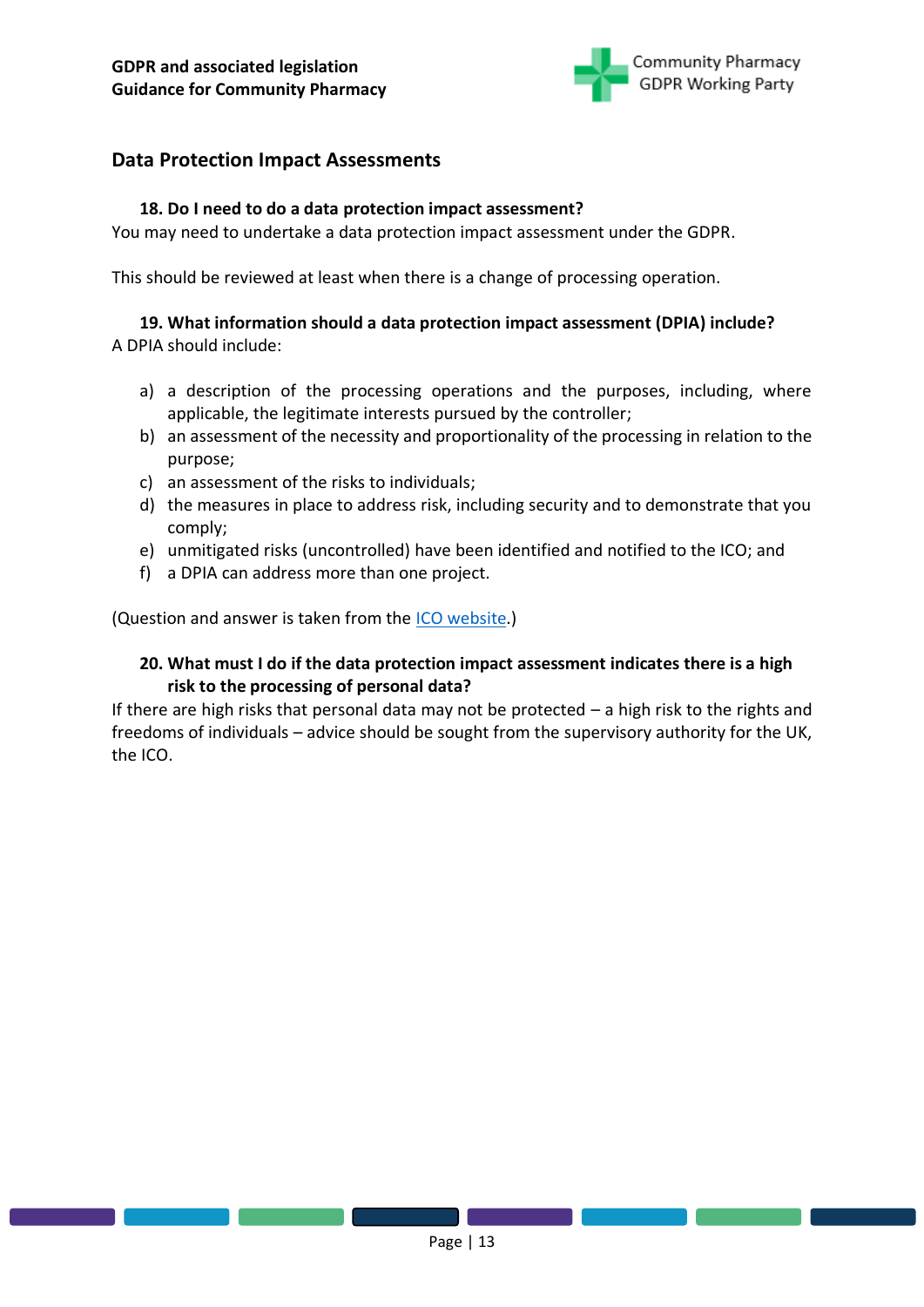## Data Protection Impact Assessments

### 18. Do I need to do a data protection impact assessment?

You may need to undertake a data protection impact assessment under the GDPR.

This should be reviewed at least when there is a change of processing operation.

### 19. What information should a data protection impact assessment (DPIA) include?

A DPIA should include:

a) a description of the processing operations and the purposes, including, where applicable, the legitimate interests pursued by the controller;
b) an assessment of the necessity and proportionality of the processing in relation to the purpose;
c) an assessment of the risks to individuals;
d) the measures in place to address risk, including security and to demonstrate that you comply;
e) unmitigated risks (uncontrolled) have been identified and notified to the ICO; and
f) a DPIA can address more than one project.

(Question and answer is taken from the ICO website.)

### 20. What must I do if the data protection impact assessment indicates there is a high risk to the processing of personal data?

If there are high risks that personal data may not be protected – a high risk to the rights and freedoms of individuals – advice should be sought from the supervisory authority for the UK, the ICO.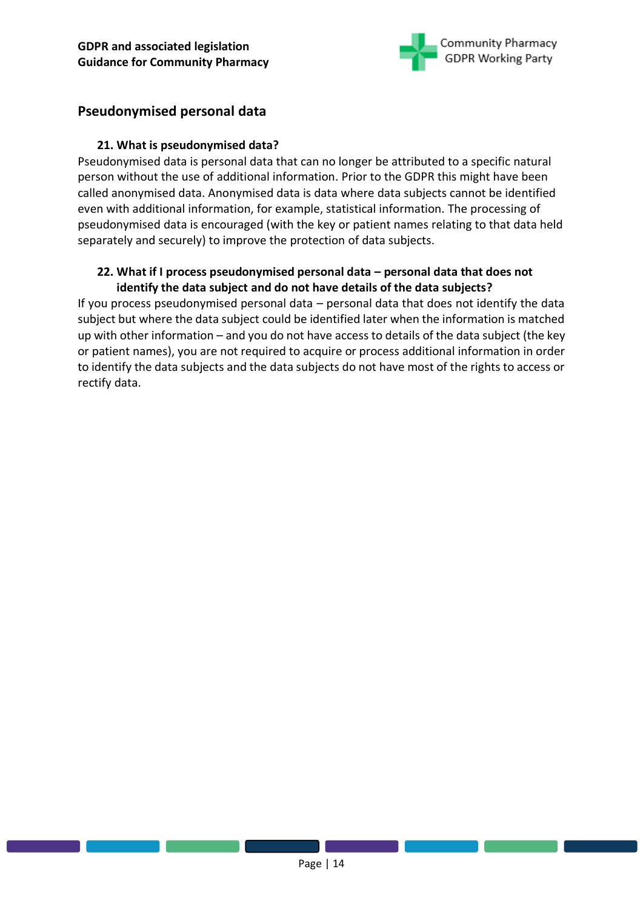## Pseudonymised personal data

### 21. What is pseudonymised data?

Pseudonymised data is personal data that can no longer be attributed to a specific natural person without the use of additional information. Prior to the GDPR this might have been called anonymised data. Anonymised data is data where data subjects cannot be identified even with additional information, for example, statistical information. The processing of pseudonymised data is encouraged (with the key or patient names relating to that data held separately and securely) to improve the protection of data subjects.

### 22. What if I process pseudonymised personal data – personal data that does not identify the data subject and do not have details of the data subjects?

If you process pseudonymised personal data – personal data that does not identify the data subject but where the data subject could be identified later when the information is matched up with other information – and you do not have access to details of the data subject (the key or patient names), you are not required to acquire or process additional information in order to identify the data subjects and the data subjects do not have most of the rights to access or rectify data.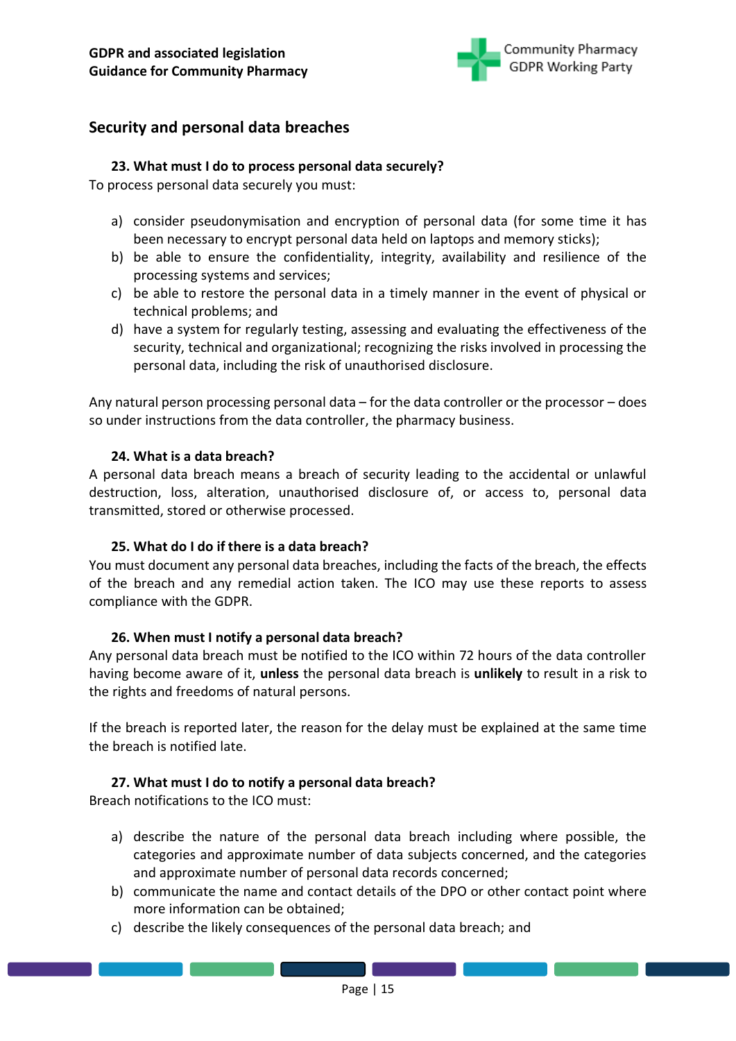## Security and personal data breaches

### 23. What must I do to process personal data securely?

To process personal data securely you must:

a) consider pseudonymisation and encryption of personal data (for some time it has been necessary to encrypt personal data held on laptops and memory sticks);
b) be able to ensure the confidentiality, integrity, availability and resilience of the processing systems and services;
c) be able to restore the personal data in a timely manner in the event of physical or technical problems; and
d) have a system for regularly testing, assessing and evaluating the effectiveness of the security, technical and organizational; recognizing the risks involved in processing the personal data, including the risk of unauthorised disclosure.

Any natural person processing personal data – for the data controller or the processor – does so under instructions from the data controller, the pharmacy business.

### 24. What is a data breach?

A personal data breach means a breach of security leading to the accidental or unlawful destruction, loss, alteration, unauthorised disclosure of, or access to, personal data transmitted, stored or otherwise processed.

### 25. What do I do if there is a data breach?

You must document any personal data breaches, including the facts of the breach, the effects of the breach and any remedial action taken. The ICO may use these reports to assess compliance with the GDPR.

### 26. When must I notify a personal data breach?

Any personal data breach must be notified to the ICO within 72 hours of the data controller having become aware of it, **unless** the personal data breach is **unlikely** to result in a risk to the rights and freedoms of natural persons.

If the breach is reported later, the reason for the delay must be explained at the same time the breach is notified late.

### 27. What must I do to notify a personal data breach?

Breach notifications to the ICO must:

a) describe the nature of the personal data breach including where possible, the categories and approximate number of data subjects concerned, and the categories and approximate number of personal data records concerned;
b) communicate the name and contact details of the DPO or other contact point where more information can be obtained;
c) describe the likely consequences of the personal data breach; and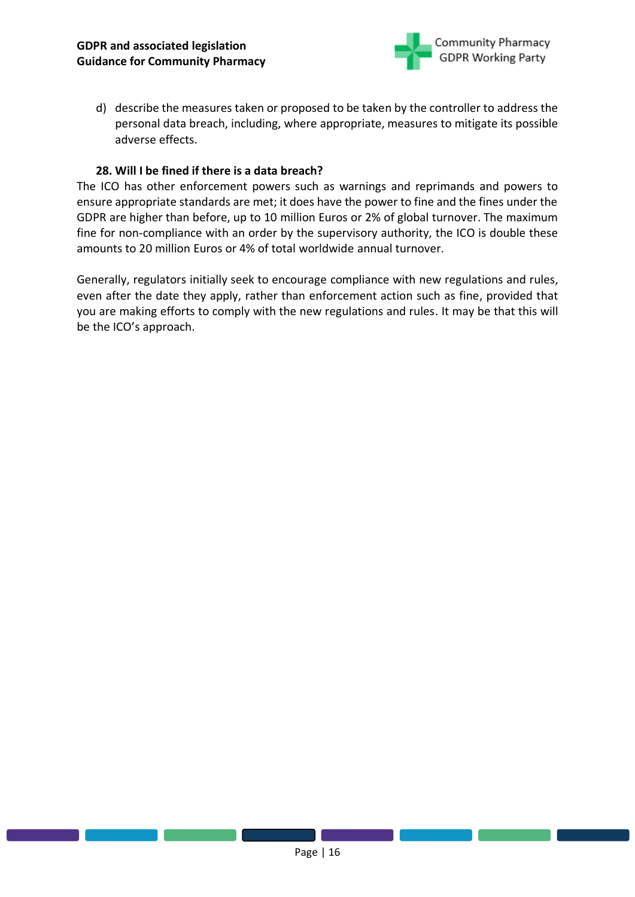d) describe the measures taken or proposed to be taken by the controller to address the personal data breach, including, where appropriate, measures to mitigate its possible adverse effects.

### 28. Will I be fined if there is a data breach?

The ICO has other enforcement powers such as warnings and reprimands and powers to ensure appropriate standards are met; it does have the power to fine and the fines under the GDPR are higher than before, up to 10 million Euros or 2% of global turnover. The maximum fine for non-compliance with an order by the supervisory authority, the ICO is double these amounts to 20 million Euros or 4% of total worldwide annual turnover.

Generally, regulators initially seek to encourage compliance with new regulations and rules, even after the date they apply, rather than enforcement action such as fine, provided that you are making efforts to comply with the new regulations and rules. It may be that this will be the ICO's approach.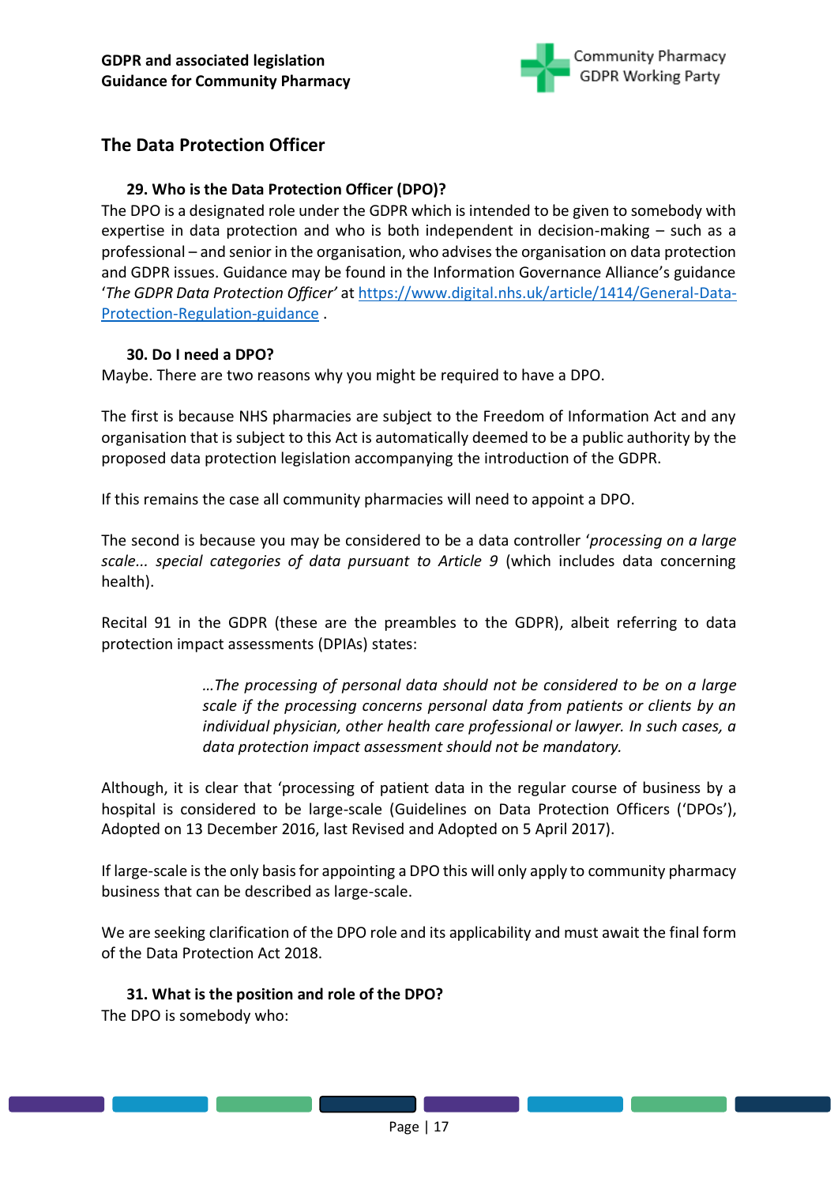## The Data Protection Officer

### 29. Who is the Data Protection Officer (DPO)?

The DPO is a designated role under the GDPR which is intended to be given to somebody with expertise in data protection and who is both independent in decision-making – such as a professional – and senior in the organisation, who advises the organisation on data protection and GDPR issues. Guidance may be found in the Information Governance Alliance's guidance '*The GDPR Data Protection Officer*' at [https://www.digital.nhs.uk/article/1414/General-Data-Protection-Regulation-guidance](https://www.digital.nhs.uk/article/1414/General-Data-Protection-Regulation-guidance) .

### 30. Do I need a DPO?

Maybe. There are two reasons why you might be required to have a DPO.

The first is because NHS pharmacies are subject to the Freedom of Information Act and any organisation that is subject to this Act is automatically deemed to be a public authority by the proposed data protection legislation accompanying the introduction of the GDPR.

If this remains the case all community pharmacies will need to appoint a DPO.

The second is because you may be considered to be a data controller '*processing on a large scale... special categories of data pursuant to Article 9* (which includes data concerning health).

Recital 91 in the GDPR (these are the preambles to the GDPR), albeit referring to data protection impact assessments (DPIAs) states:

> *…The processing of personal data should not be considered to be on a large scale if the processing concerns personal data from patients or clients by an individual physician, other health care professional or lawyer. In such cases, a data protection impact assessment should not be mandatory.*

Although, it is clear that 'processing of patient data in the regular course of business by a hospital is considered to be large-scale (Guidelines on Data Protection Officers ('DPOs'), Adopted on 13 December 2016, last Revised and Adopted on 5 April 2017).

If large-scale is the only basis for appointing a DPO this will only apply to community pharmacy business that can be described as large-scale.

We are seeking clarification of the DPO role and its applicability and must await the final form of the Data Protection Act 2018.

### 31. What is the position and role of the DPO?

The DPO is somebody who: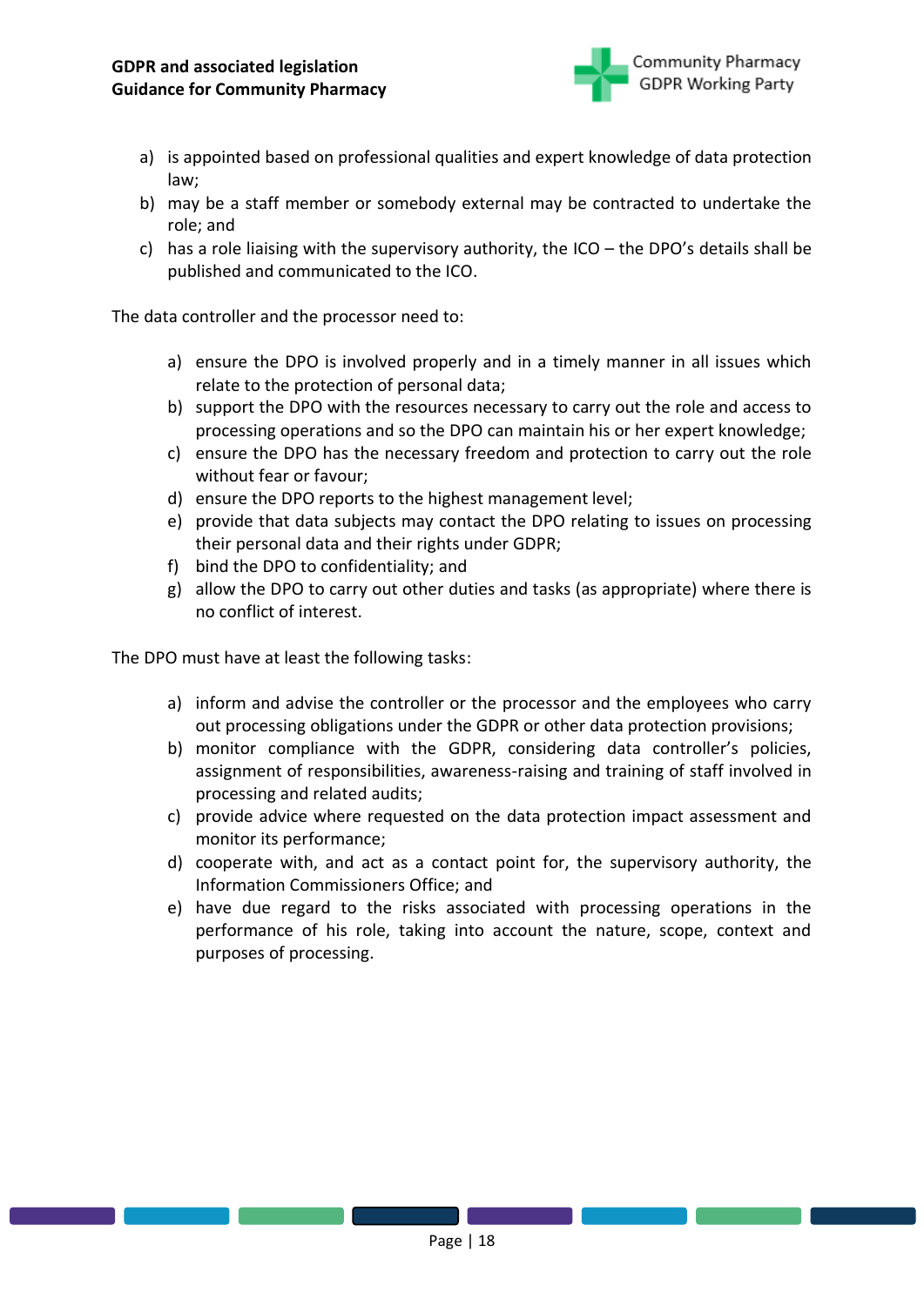a) is appointed based on professional qualities and expert knowledge of data protection law;
b) may be a staff member or somebody external may be contracted to undertake the role; and
c) has a role liaising with the supervisory authority, the ICO – the DPO's details shall be published and communicated to the ICO.

The data controller and the processor need to:

a) ensure the DPO is involved properly and in a timely manner in all issues which relate to the protection of personal data;
b) support the DPO with the resources necessary to carry out the role and access to processing operations and so the DPO can maintain his or her expert knowledge;
c) ensure the DPO has the necessary freedom and protection to carry out the role without fear or favour;
d) ensure the DPO reports to the highest management level;
e) provide that data subjects may contact the DPO relating to issues on processing their personal data and their rights under GDPR;
f) bind the DPO to confidentiality; and
g) allow the DPO to carry out other duties and tasks (as appropriate) where there is no conflict of interest.

The DPO must have at least the following tasks:

a) inform and advise the controller or the processor and the employees who carry out processing obligations under the GDPR or other data protection provisions;
b) monitor compliance with the GDPR, considering data controller's policies, assignment of responsibilities, awareness-raising and training of staff involved in processing and related audits;
c) provide advice where requested on the data protection impact assessment and monitor its performance;
d) cooperate with, and act as a contact point for, the supervisory authority, the Information Commissioners Office; and
e) have due regard to the risks associated with processing operations in the performance of his role, taking into account the nature, scope, context and purposes of processing.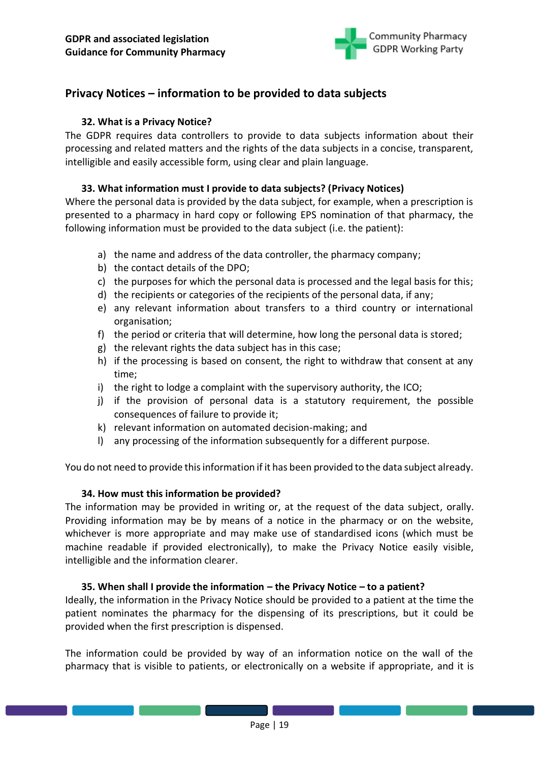## Privacy Notices – information to be provided to data subjects

### 32. What is a Privacy Notice?

The GDPR requires data controllers to provide to data subjects information about their processing and related matters and the rights of the data subjects in a concise, transparent, intelligible and easily accessible form, using clear and plain language.

### 33. What information must I provide to data subjects? (Privacy Notices)

Where the personal data is provided by the data subject, for example, when a prescription is presented to a pharmacy in hard copy or following EPS nomination of that pharmacy, the following information must be provided to the data subject (i.e. the patient):

a) the name and address of the data controller, the pharmacy company;
b) the contact details of the DPO;
c) the purposes for which the personal data is processed and the legal basis for this;
d) the recipients or categories of the recipients of the personal data, if any;
e) any relevant information about transfers to a third country or international organisation;
f) the period or criteria that will determine, how long the personal data is stored;
g) the relevant rights the data subject has in this case;
h) if the processing is based on consent, the right to withdraw that consent at any time;
i) the right to lodge a complaint with the supervisory authority, the ICO;
j) if the provision of personal data is a statutory requirement, the possible consequences of failure to provide it;
k) relevant information on automated decision-making; and
l) any processing of the information subsequently for a different purpose.

You do not need to provide this information if it has been provided to the data subject already.

### 34. How must this information be provided?

The information may be provided in writing or, at the request of the data subject, orally. Providing information may be by means of a notice in the pharmacy or on the website, whichever is more appropriate and may make use of standardised icons (which must be machine readable if provided electronically), to make the Privacy Notice easily visible, intelligible and the information clearer.

### 35. When shall I provide the information – the Privacy Notice – to a patient?

Ideally, the information in the Privacy Notice should be provided to a patient at the time the patient nominates the pharmacy for the dispensing of its prescriptions, but it could be provided when the first prescription is dispensed.

The information could be provided by way of an information notice on the wall of the pharmacy that is visible to patients, or electronically on a website if appropriate, and it is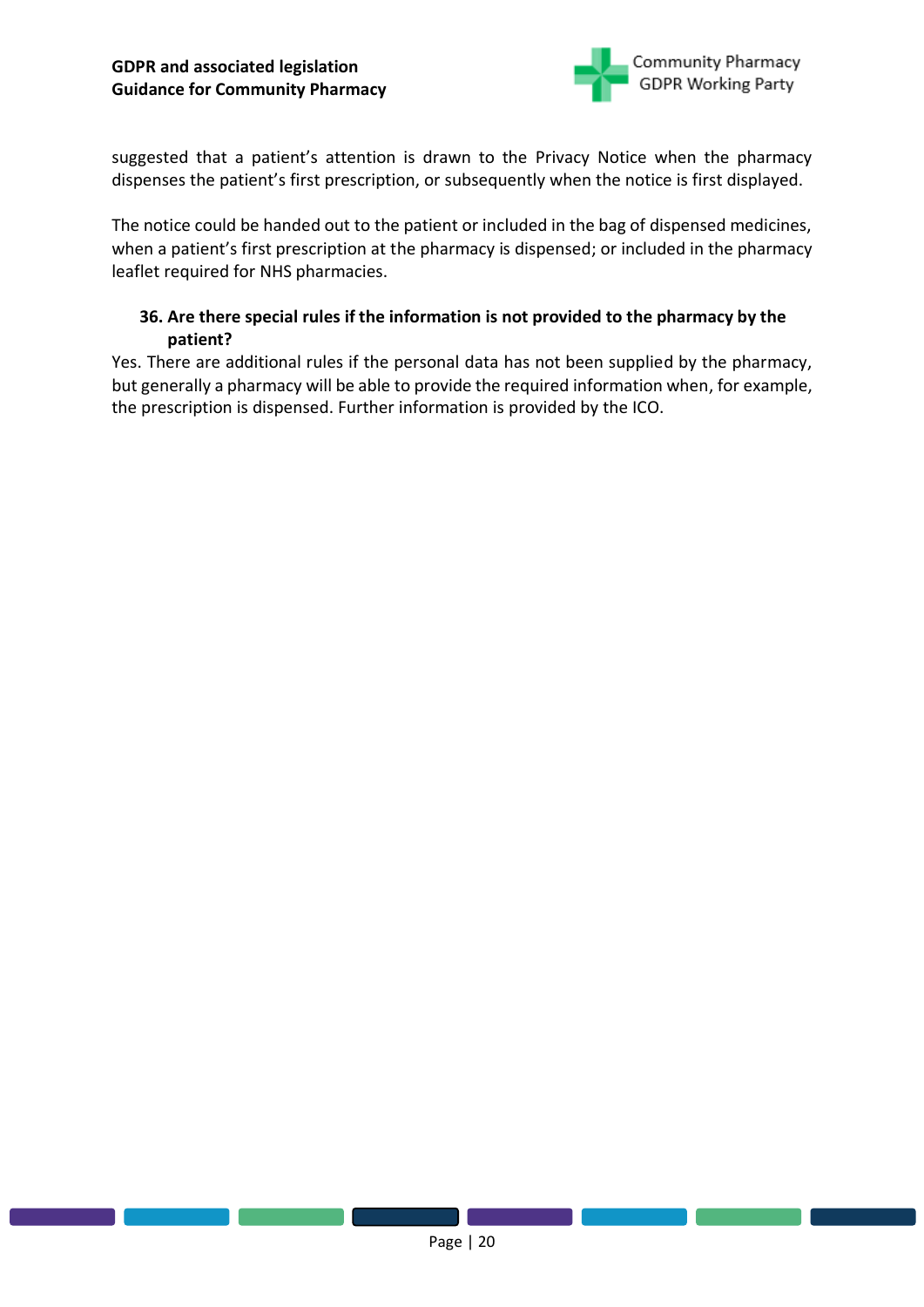suggested that a patient's attention is drawn to the Privacy Notice when the pharmacy dispenses the patient's first prescription, or subsequently when the notice is first displayed.

The notice could be handed out to the patient or included in the bag of dispensed medicines, when a patient's first prescription at the pharmacy is dispensed; or included in the pharmacy leaflet required for NHS pharmacies.

### 36. Are there special rules if the information is not provided to the pharmacy by the patient?

Yes. There are additional rules if the personal data has not been supplied by the pharmacy, but generally a pharmacy will be able to provide the required information when, for example, the prescription is dispensed. Further information is provided by the ICO.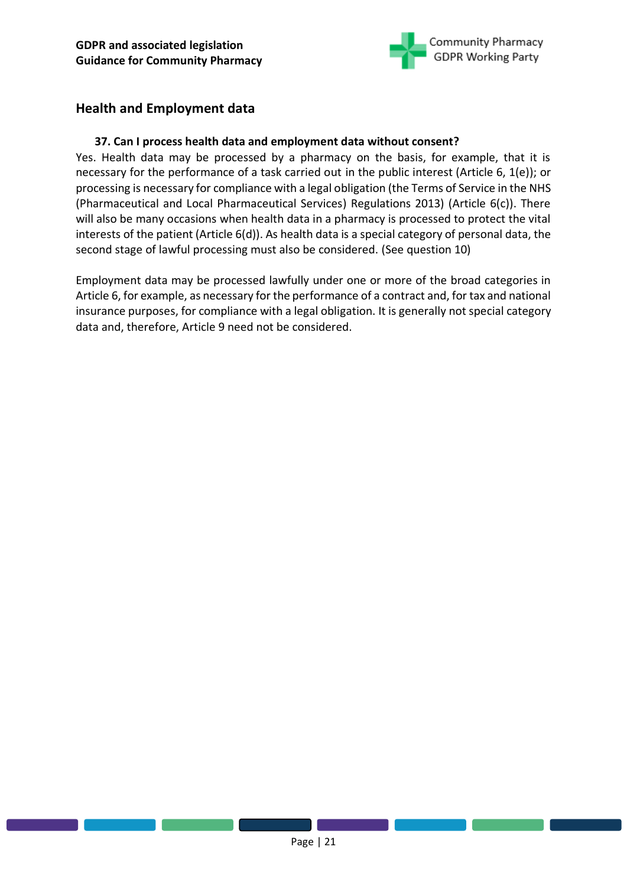## Health and Employment data

### 37. Can I process health data and employment data without consent?

Yes. Health data may be processed by a pharmacy on the basis, for example, that it is necessary for the performance of a task carried out in the public interest (Article 6, 1(e)); or processing is necessary for compliance with a legal obligation (the Terms of Service in the NHS (Pharmaceutical and Local Pharmaceutical Services) Regulations 2013) (Article 6(c)). There will also be many occasions when health data in a pharmacy is processed to protect the vital interests of the patient (Article 6(d)). As health data is a special category of personal data, the second stage of lawful processing must also be considered. (See question 10)

Employment data may be processed lawfully under one or more of the broad categories in Article 6, for example, as necessary for the performance of a contract and, for tax and national insurance purposes, for compliance with a legal obligation. It is generally not special category data and, therefore, Article 9 need not be considered.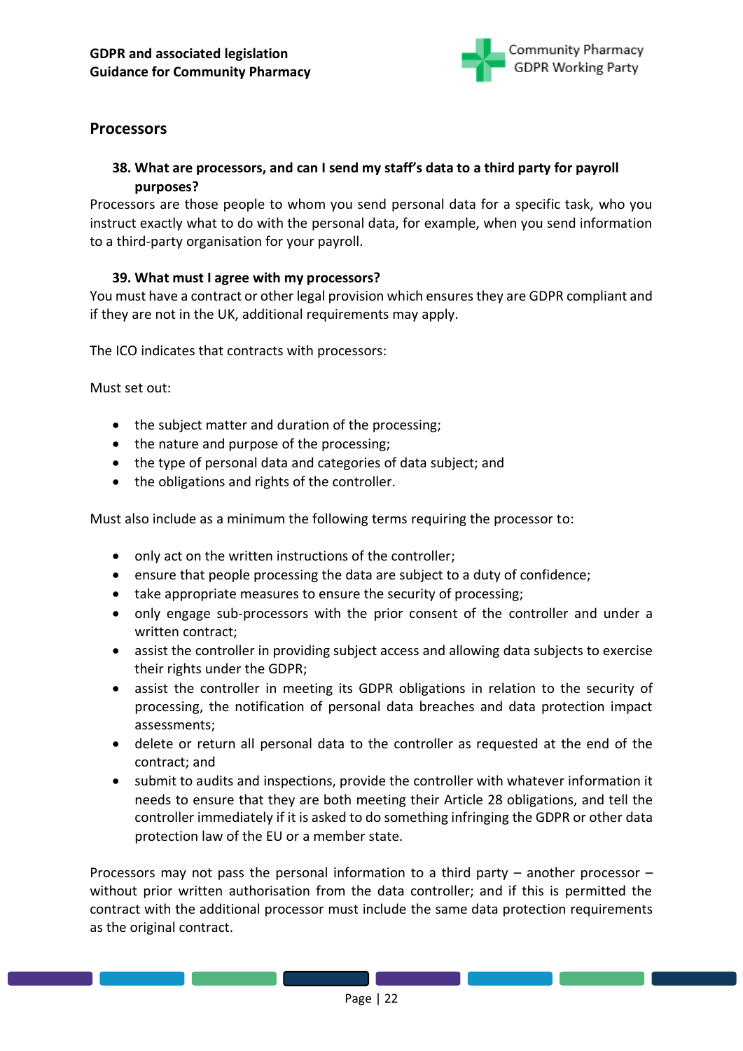## Processors

### 38. What are processors, and can I send my staff's data to a third party for payroll purposes?

Processors are those people to whom you send personal data for a specific task, who you instruct exactly what to do with the personal data, for example, when you send information to a third-party organisation for your payroll.

### 39. What must I agree with my processors?

You must have a contract or other legal provision which ensures they are GDPR compliant and if they are not in the UK, additional requirements may apply.

The ICO indicates that contracts with processors:

Must set out:

- the subject matter and duration of the processing;
- the nature and purpose of the processing;
- the type of personal data and categories of data subject; and
- the obligations and rights of the controller.

Must also include as a minimum the following terms requiring the processor to:

- only act on the written instructions of the controller;
- ensure that people processing the data are subject to a duty of confidence;
- take appropriate measures to ensure the security of processing;
- only engage sub-processors with the prior consent of the controller and under a written contract;
- assist the controller in providing subject access and allowing data subjects to exercise their rights under the GDPR;
- assist the controller in meeting its GDPR obligations in relation to the security of processing, the notification of personal data breaches and data protection impact assessments;
- delete or return all personal data to the controller as requested at the end of the contract; and
- submit to audits and inspections, provide the controller with whatever information it needs to ensure that they are both meeting their Article 28 obligations, and tell the controller immediately if it is asked to do something infringing the GDPR or other data protection law of the EU or a member state.

Processors may not pass the personal information to a third party – another processor – without prior written authorisation from the data controller; and if this is permitted the contract with the additional processor must include the same data protection requirements as the original contract.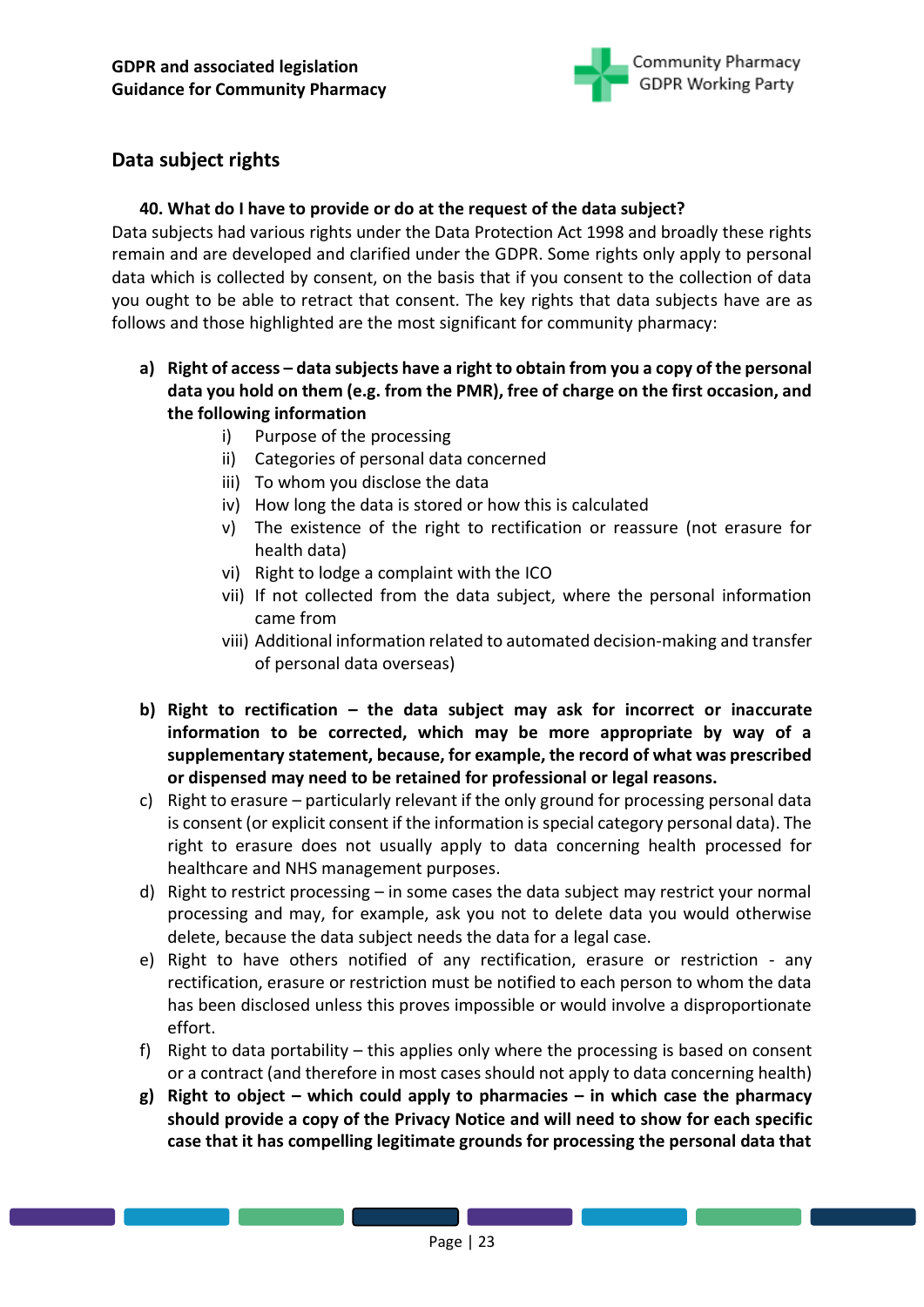## Data subject rights

**40. What do I have to provide or do at the request of the data subject?**

Data subjects had various rights under the Data Protection Act 1998 and broadly these rights remain and are developed and clarified under the GDPR. Some rights only apply to personal data which is collected by consent, on the basis that if you consent to the collection of data you ought to be able to retract that consent. The key rights that data subjects have are as follows and those highlighted are the most significant for community pharmacy:

a) **Right of access – data subjects have a right to obtain from you a copy of the personal data you hold on them (e.g. from the PMR), free of charge on the first occasion, and the following information**
   i) Purpose of the processing
   ii) Categories of personal data concerned
   iii) To whom you disclose the data
   iv) How long the data is stored or how this is calculated
   v) The existence of the right to rectification or reassure (not erasure for health data)
   vi) Right to lodge a complaint with the ICO
   vii) If not collected from the data subject, where the personal information came from
   viii) Additional information related to automated decision-making and transfer of personal data overseas)

b) **Right to rectification – the data subject may ask for incorrect or inaccurate information to be corrected, which may be more appropriate by way of a supplementary statement, because, for example, the record of what was prescribed or dispensed may need to be retained for professional or legal reasons.**

c) Right to erasure – particularly relevant if the only ground for processing personal data is consent (or explicit consent if the information is special category personal data). The right to erasure does not usually apply to data concerning health processed for healthcare and NHS management purposes.

d) Right to restrict processing – in some cases the data subject may restrict your normal processing and may, for example, ask you not to delete data you would otherwise delete, because the data subject needs the data for a legal case.

e) Right to have others notified of any rectification, erasure or restriction - any rectification, erasure or restriction must be notified to each person to whom the data has been disclosed unless this proves impossible or would involve a disproportionate effort.

f) Right to data portability – this applies only where the processing is based on consent or a contract (and therefore in most cases should not apply to data concerning health)

g) **Right to object – which could apply to pharmacies – in which case the pharmacy should provide a copy of the Privacy Notice and will need to show for each specific case that it has compelling legitimate grounds for processing the personal data that**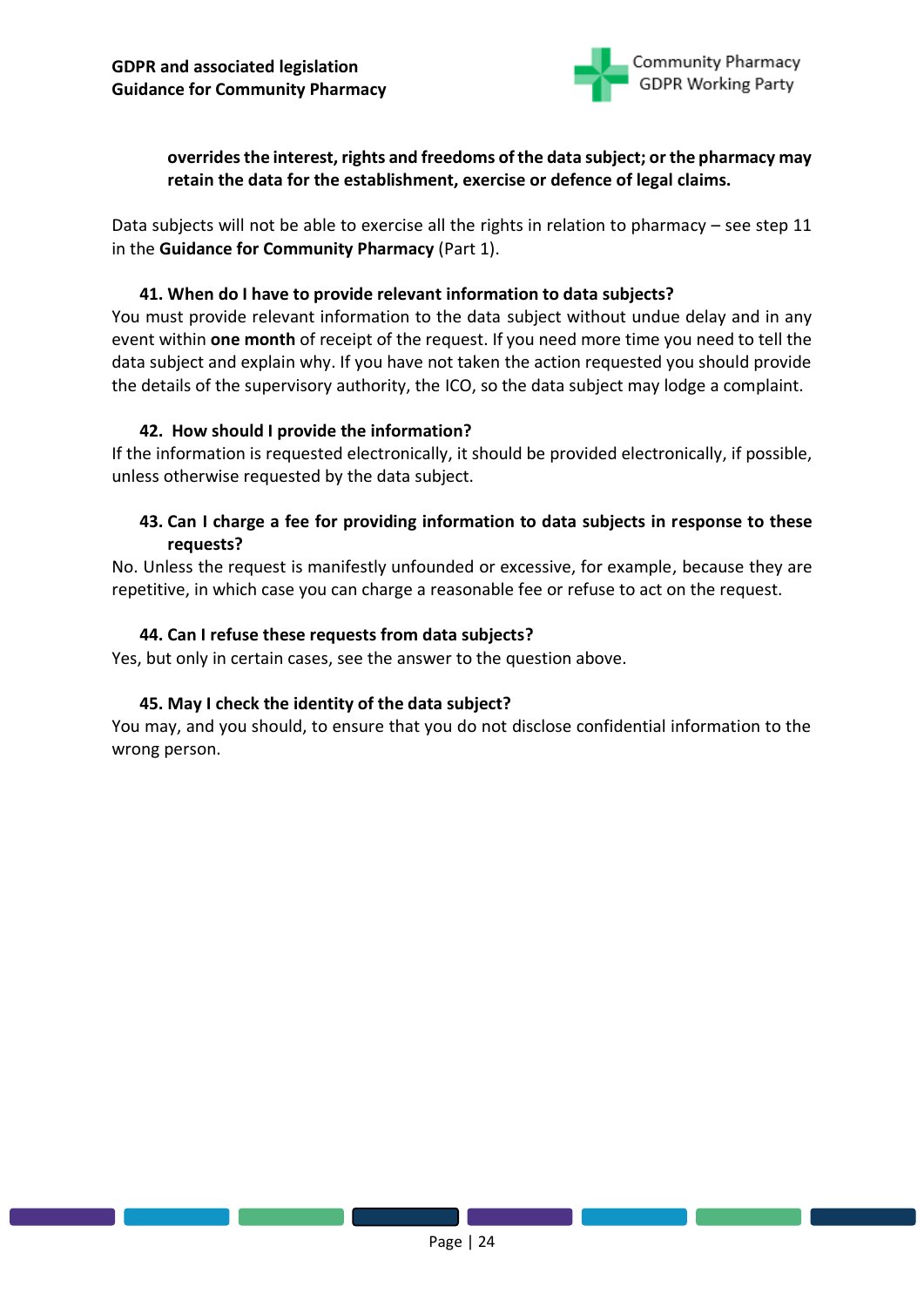**overrides the interest, rights and freedoms of the data subject; or the pharmacy may retain the data for the establishment, exercise or defence of legal claims.**

Data subjects will not be able to exercise all the rights in relation to pharmacy – see step 11 in the **Guidance for Community Pharmacy** (Part 1).

### 41. When do I have to provide relevant information to data subjects?

You must provide relevant information to the data subject without undue delay and in any event within **one month** of receipt of the request. If you need more time you need to tell the data subject and explain why. If you have not taken the action requested you should provide the details of the supervisory authority, the ICO, so the data subject may lodge a complaint.

### 42. How should I provide the information?

If the information is requested electronically, it should be provided electronically, if possible, unless otherwise requested by the data subject.

### 43. Can I charge a fee for providing information to data subjects in response to these requests?

No. Unless the request is manifestly unfounded or excessive, for example, because they are repetitive, in which case you can charge a reasonable fee or refuse to act on the request.

### 44. Can I refuse these requests from data subjects?

Yes, but only in certain cases, see the answer to the question above.

### 45. May I check the identity of the data subject?

You may, and you should, to ensure that you do not disclose confidential information to the wrong person.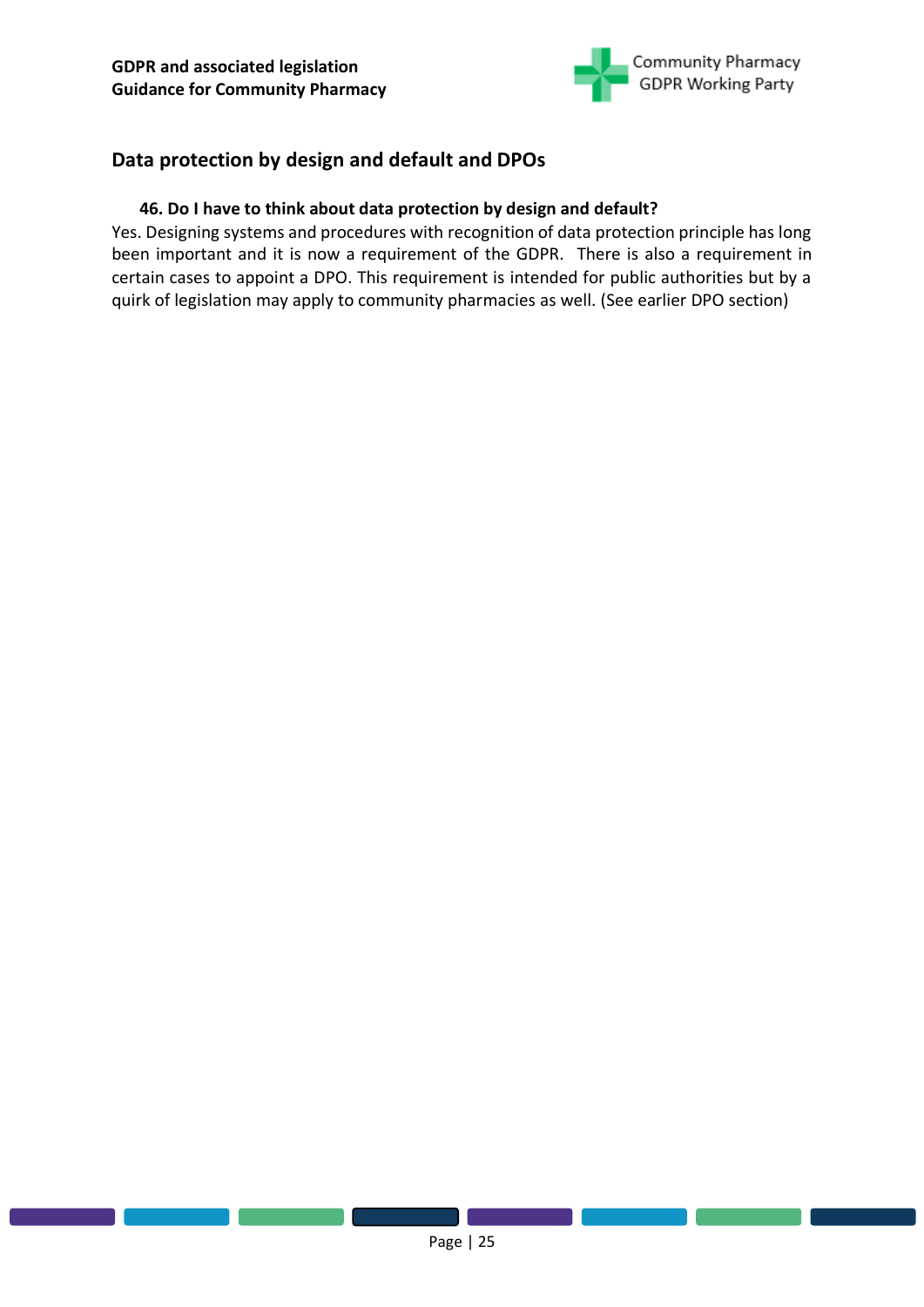## Data protection by design and default and DPOs

### 46. Do I have to think about data protection by design and default?

Yes. Designing systems and procedures with recognition of data protection principle has long been important and it is now a requirement of the GDPR. There is also a requirement in certain cases to appoint a DPO. This requirement is intended for public authorities but by a quirk of legislation may apply to community pharmacies as well. (See earlier DPO section)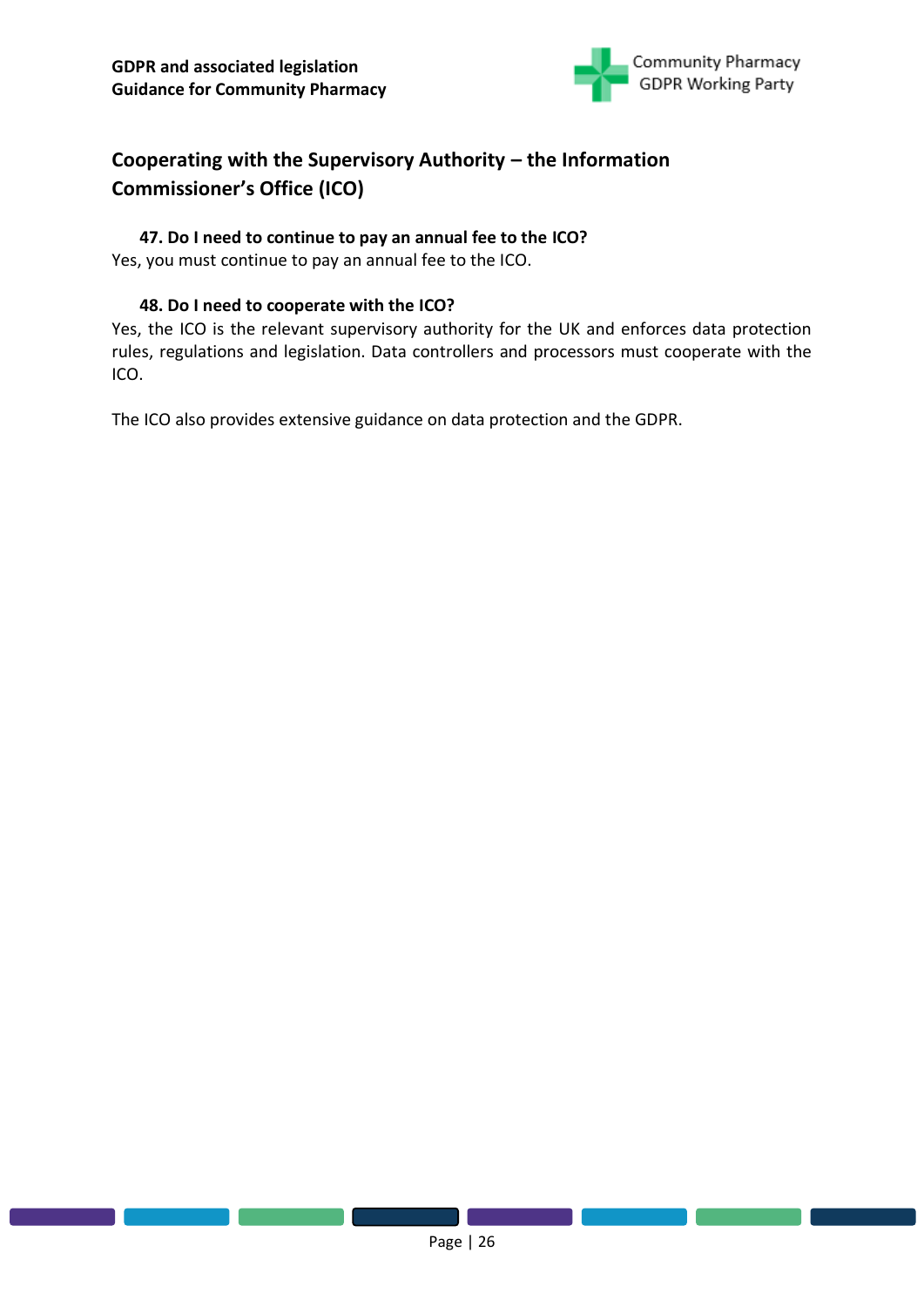## Cooperating with the Supervisory Authority – the Information Commissioner's Office (ICO)

**47. Do I need to continue to pay an annual fee to the ICO?**

Yes, you must continue to pay an annual fee to the ICO.

**48. Do I need to cooperate with the ICO?**

Yes, the ICO is the relevant supervisory authority for the UK and enforces data protection rules, regulations and legislation. Data controllers and processors must cooperate with the ICO.

The ICO also provides extensive guidance on data protection and the GDPR.